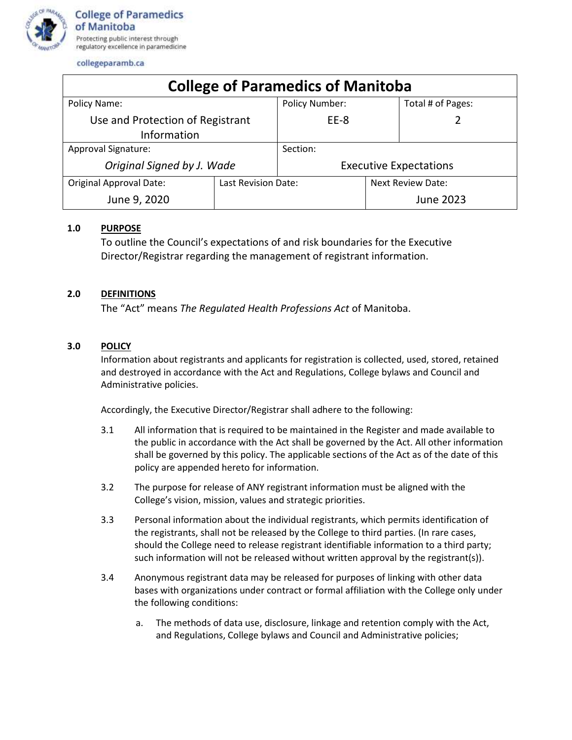College of Paramedics of Manitoba
Protecting public interest through regulatory excellence in paramedicine

collegeparamb.ca

| College of Paramedics of Manitoba | | | |
|---|---|---|---|
| Policy Name: Use and Protection of Registrant Information | | Policy Number: EE-8 | Total # of Pages: 2 |
| Approval Signature: *Original Signed by J. Wade* | | Section: Executive Expectations | |
| Original Approval Date: June 9, 2020 | Last Revision Date: | | Next Review Date: June 2023 |

## 1.0 PURPOSE

To outline the Council's expectations of and risk boundaries for the Executive Director/Registrar regarding the management of registrant information.

## 2.0 DEFINITIONS

The "Act" means *The Regulated Health Professions Act* of Manitoba.

## 3.0 POLICY

Information about registrants and applicants for registration is collected, used, stored, retained and destroyed in accordance with the Act and Regulations, College bylaws and Council and Administrative policies.

Accordingly, the Executive Director/Registrar shall adhere to the following:

3.1 All information that is required to be maintained in the Register and made available to the public in accordance with the Act shall be governed by the Act. All other information shall be governed by this policy. The applicable sections of the Act as of the date of this policy are appended hereto for information.

3.2 The purpose for release of ANY registrant information must be aligned with the College's vision, mission, values and strategic priorities.

3.3 Personal information about the individual registrants, which permits identification of the registrants, shall not be released by the College to third parties. (In rare cases, should the College need to release registrant identifiable information to a third party; such information will not be released without written approval by the registrant(s)).

3.4 Anonymous registrant data may be released for purposes of linking with other data bases with organizations under contract or formal affiliation with the College only under the following conditions:

a. The methods of data use, disclosure, linkage and retention comply with the Act, and Regulations, College bylaws and Council and Administrative policies;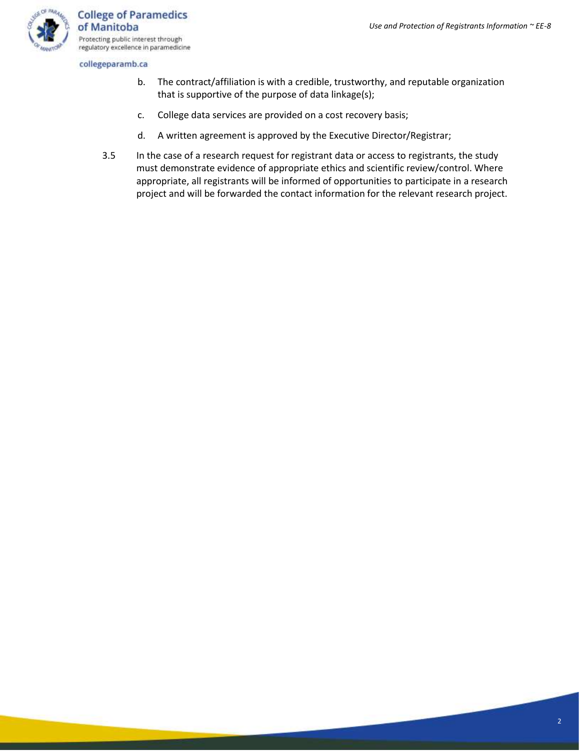b. The contract/affiliation is with a credible, trustworthy, and reputable organization that is supportive of the purpose of data linkage(s);

c. College data services are provided on a cost recovery basis;

d. A written agreement is approved by the Executive Director/Registrar;

3.5 In the case of a research request for registrant data or access to registrants, the study must demonstrate evidence of appropriate ethics and scientific review/control. Where appropriate, all registrants will be informed of opportunities to participate in a research project and will be forwarded the contact information for the relevant research project.